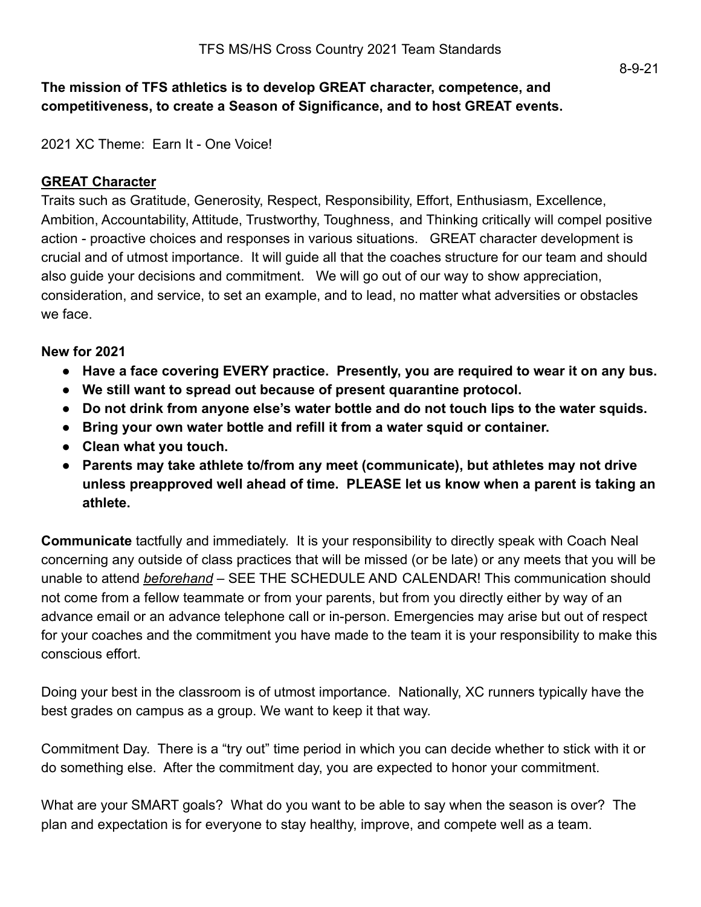# TFS MS/HS Cross Country 2021 Team Standards

8-9-21

**The mission of TFS athletics is to develop GREAT character, competence, and competitiveness, to create a Season of Significance, and to host GREAT events.**

2021 XC Theme: Earn It - One Voice!

**GREAT Character**

Traits such as Gratitude, Generosity, Respect, Responsibility, Effort, Enthusiasm, Excellence, Ambition, Accountability, Attitude, Trustworthy, Toughness, and Thinking critically will compel positive action - proactive choices and responses in various situations. GREAT character development is crucial and of utmost importance. It will guide all that the coaches structure for our team and should also guide your decisions and commitment. We will go out of our way to show appreciation, consideration, and service, to set an example, and to lead, no matter what adversities or obstacles we face.

**New for 2021**

- **Have a face covering EVERY practice. Presently, you are required to wear it on any bus.**
- **We still want to spread out because of present quarantine protocol.**
- **Do not drink from anyone else's water bottle and do not touch lips to the water squids.**
- **Bring your own water bottle and refill it from a water squid or container.**
- **Clean what you touch.**
- **Parents may take athlete to/from any meet (communicate), but athletes may not drive unless preapproved well ahead of time. PLEASE let us know when a parent is taking an athlete.**

**Communicate** tactfully and immediately. It is your responsibility to directly speak with Coach Neal concerning any outside of class practices that will be missed (or be late) or any meets that you will be unable to attend ***beforehand*** – SEE THE SCHEDULE AND CALENDAR! This communication should not come from a fellow teammate or from your parents, but from you directly either by way of an advance email or an advance telephone call or in-person. Emergencies may arise but out of respect for your coaches and the commitment you have made to the team it is your responsibility to make this conscious effort.

Doing your best in the classroom is of utmost importance. Nationally, XC runners typically have the best grades on campus as a group. We want to keep it that way.

Commitment Day. There is a "try out" time period in which you can decide whether to stick with it or do something else. After the commitment day, you are expected to honor your commitment.

What are your SMART goals? What do you want to be able to say when the season is over? The plan and expectation is for everyone to stay healthy, improve, and compete well as a team.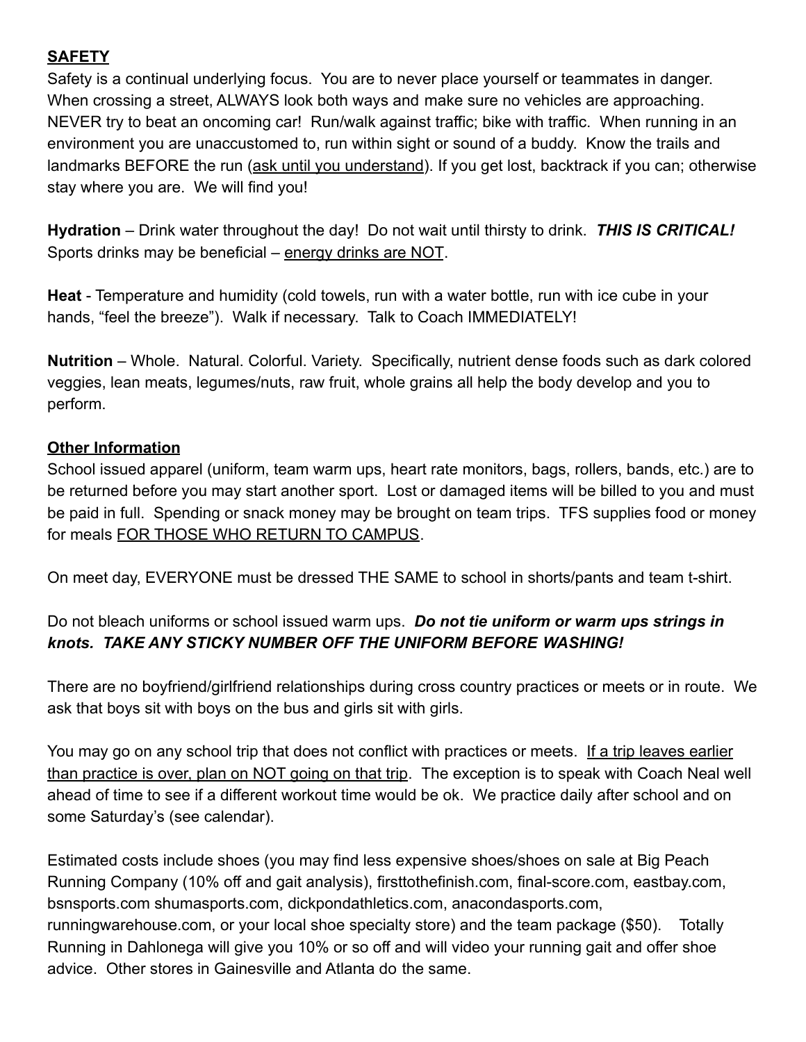## <u>SAFETY</u>

Safety is a continual underlying focus. You are to never place yourself or teammates in danger. When crossing a street, ALWAYS look both ways and make sure no vehicles are approaching. NEVER try to beat an oncoming car! Run/walk against traffic; bike with traffic. When running in an environment you are unaccustomed to, run within sight or sound of a buddy. Know the trails and landmarks BEFORE the run (<u>ask until you understand</u>). If you get lost, backtrack if you can; otherwise stay where you are. We will find you!

**Hydration** – Drink water throughout the day! Do not wait until thirsty to drink. ***THIS IS CRITICAL!*** Sports drinks may be beneficial – <u>energy drinks are NOT</u>.

**Heat** - Temperature and humidity (cold towels, run with a water bottle, run with ice cube in your hands, "feel the breeze"). Walk if necessary. Talk to Coach IMMEDIATELY!

**Nutrition** – Whole. Natural. Colorful. Variety. Specifically, nutrient dense foods such as dark colored veggies, lean meats, legumes/nuts, raw fruit, whole grains all help the body develop and you to perform.

## <u>Other Information</u>

School issued apparel (uniform, team warm ups, heart rate monitors, bags, rollers, bands, etc.) are to be returned before you may start another sport. Lost or damaged items will be billed to you and must be paid in full. Spending or snack money may be brought on team trips. TFS supplies food or money for meals <u>FOR THOSE WHO RETURN TO CAMPUS</u>.

On meet day, EVERYONE must be dressed THE SAME to school in shorts/pants and team t-shirt.

Do not bleach uniforms or school issued warm ups. ***Do not tie uniform or warm ups strings in knots. TAKE ANY STICKY NUMBER OFF THE UNIFORM BEFORE WASHING!***

There are no boyfriend/girlfriend relationships during cross country practices or meets or in route. We ask that boys sit with boys on the bus and girls sit with girls.

You may go on any school trip that does not conflict with practices or meets. <u>If a trip leaves earlier than practice is over, plan on NOT going on that trip</u>. The exception is to speak with Coach Neal well ahead of time to see if a different workout time would be ok. We practice daily after school and on some Saturday's (see calendar).

Estimated costs include shoes (you may find less expensive shoes/shoes on sale at Big Peach Running Company (10% off and gait analysis), firsttothefinish.com, final-score.com, eastbay.com, bsnsports.com shumasports.com, dickpondathletics.com, anacondasports.com, runningwarehouse.com, or your local shoe specialty store) and the team package ($50). Totally Running in Dahlonega will give you 10% or so off and will video your running gait and offer shoe advice. Other stores in Gainesville and Atlanta do the same.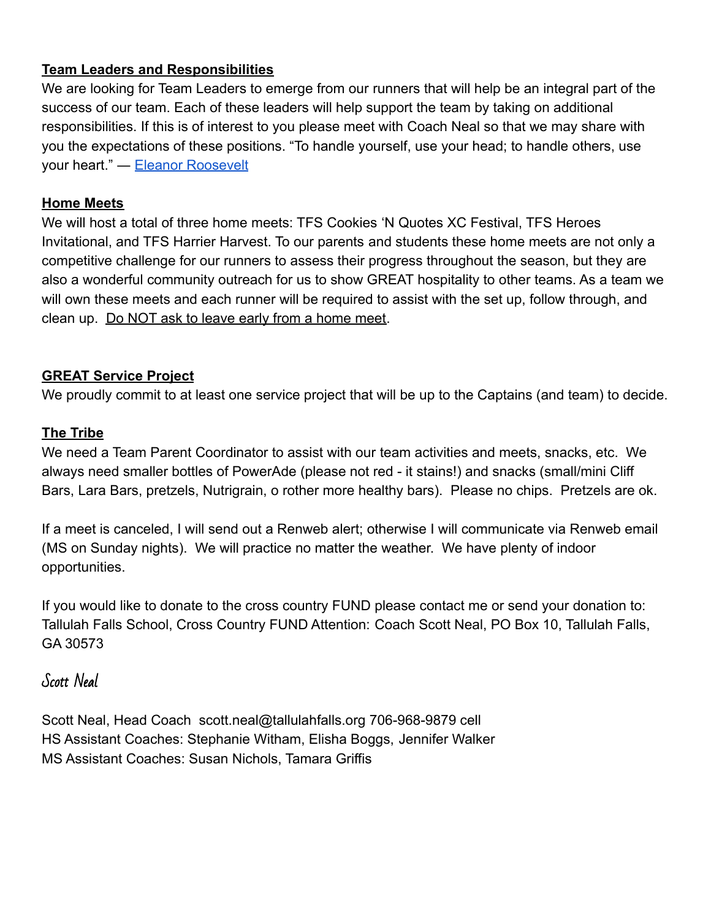**Team Leaders and Responsibilities**

We are looking for Team Leaders to emerge from our runners that will help be an integral part of the success of our team. Each of these leaders will help support the team by taking on additional responsibilities. If this is of interest to you please meet with Coach Neal so that we may share with you the expectations of these positions. "To handle yourself, use your head; to handle others, use your heart." — Eleanor Roosevelt

**Home Meets**

We will host a total of three home meets: TFS Cookies 'N Quotes XC Festival, TFS Heroes Invitational, and TFS Harrier Harvest. To our parents and students these home meets are not only a competitive challenge for our runners to assess their progress throughout the season, but they are also a wonderful community outreach for us to show GREAT hospitality to other teams. As a team we will own these meets and each runner will be required to assist with the set up, follow through, and clean up. Do NOT ask to leave early from a home meet.

**GREAT Service Project**

We proudly commit to at least one service project that will be up to the Captains (and team) to decide.

**The Tribe**

We need a Team Parent Coordinator to assist with our team activities and meets, snacks, etc. We always need smaller bottles of PowerAde (please not red - it stains!) and snacks (small/mini Cliff Bars, Lara Bars, pretzels, Nutrigrain, o rother more healthy bars). Please no chips. Pretzels are ok.

If a meet is canceled, I will send out a Renweb alert; otherwise I will communicate via Renweb email (MS on Sunday nights). We will practice no matter the weather. We have plenty of indoor opportunities.

If you would like to donate to the cross country FUND please contact me or send your donation to: Tallulah Falls School, Cross Country FUND Attention: Coach Scott Neal, PO Box 10, Tallulah Falls, GA 30573

*Scott Neal*

Scott Neal, Head Coach scott.neal@tallulahfalls.org 706-968-9879 cell
HS Assistant Coaches: Stephanie Witham, Elisha Boggs, Jennifer Walker
MS Assistant Coaches: Susan Nichols, Tamara Griffis